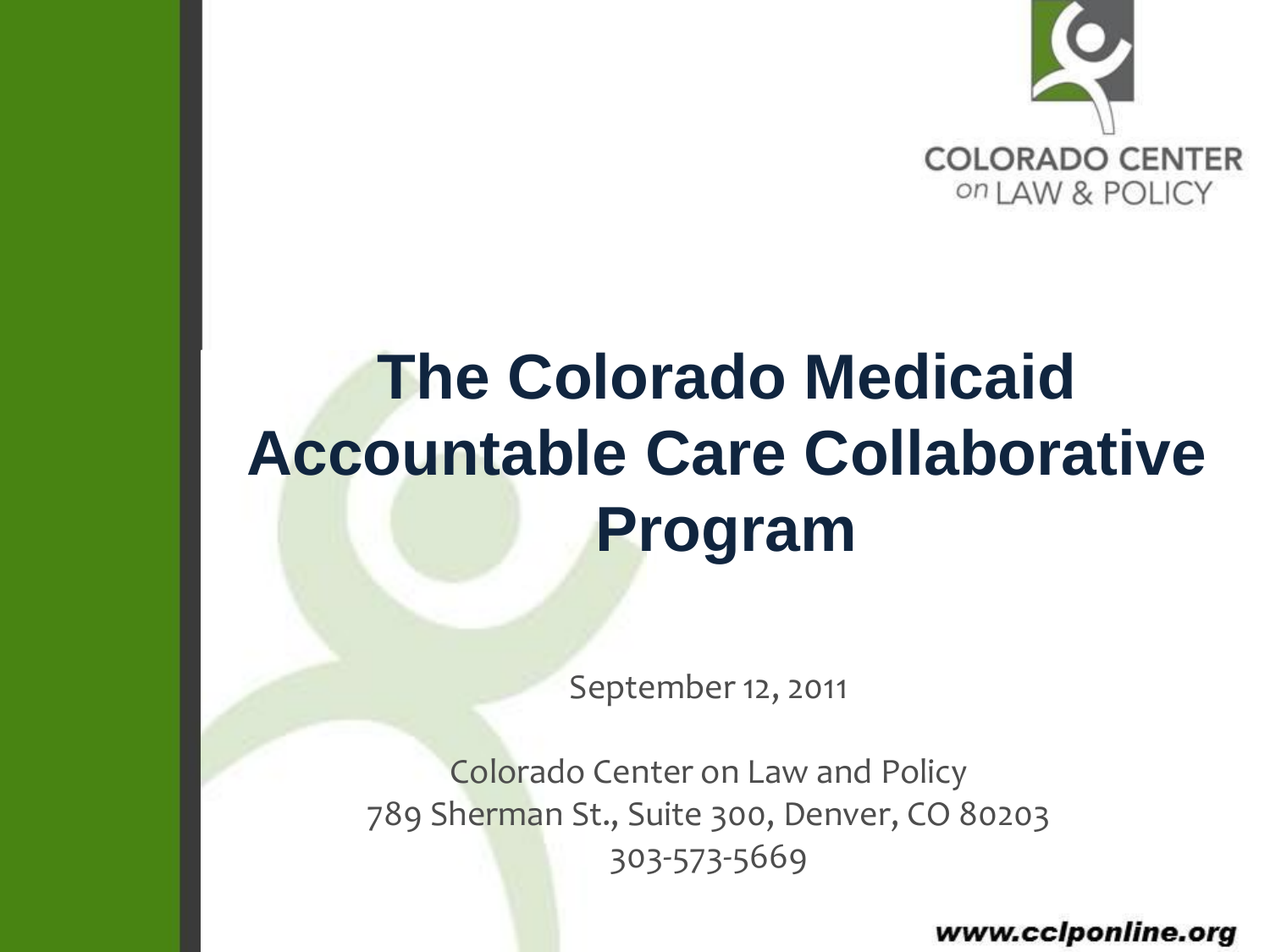COLORADO CENTER on LAW & POLICY

# The Colorado Medicaid Accountable Care Collaborative Program

September 12, 2011

Colorado Center on Law and Policy
789 Sherman St., Suite 300, Denver, CO 80203
303-573-5669

***www.cclponline.org***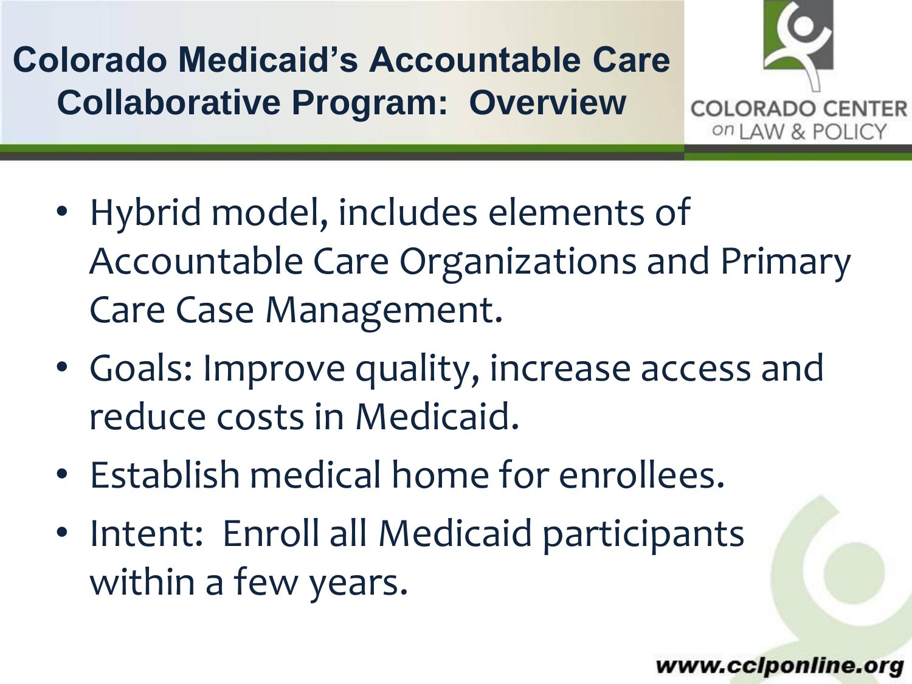# Colorado Medicaid's Accountable Care Collaborative Program: Overview

- Hybrid model, includes elements of Accountable Care Organizations and Primary Care Case Management.
- Goals: Improve quality, increase access and reduce costs in Medicaid.
- Establish medical home for enrollees.
- Intent: Enroll all Medicaid participants within a few years.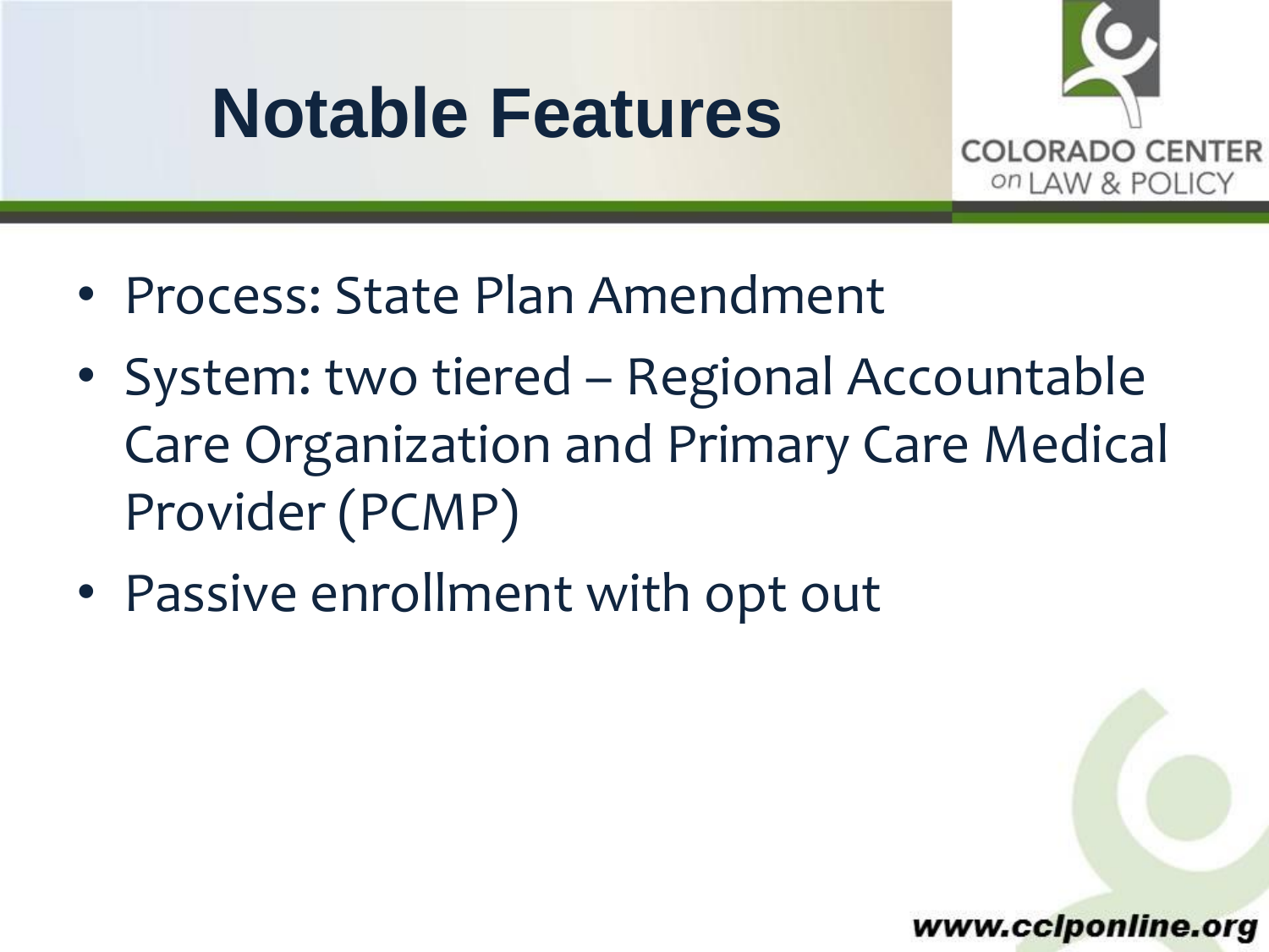# Notable Features

- Process: State Plan Amendment
- System: two tiered – Regional Accountable Care Organization and Primary Care Medical Provider (PCMP)
- Passive enrollment with opt out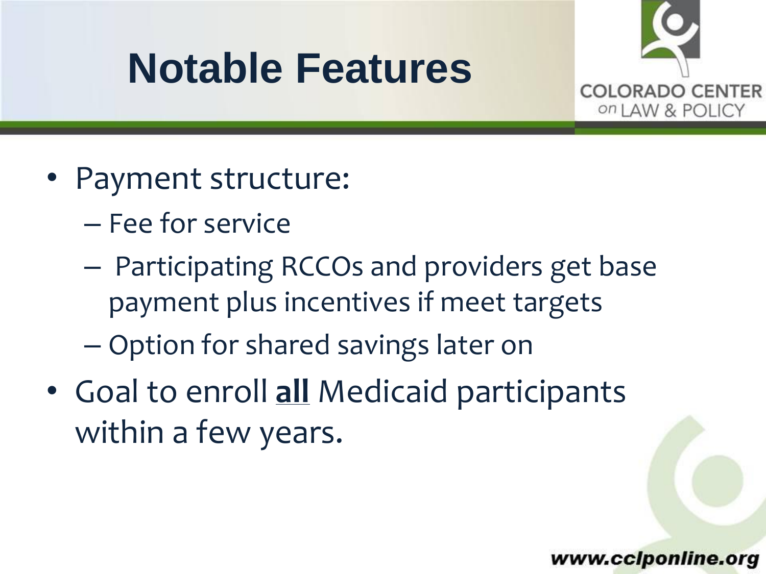# Notable Features

- Payment structure:
  - Fee for service
  - Participating RCCOs and providers get base payment plus incentives if meet targets
  - Option for shared savings later on
- Goal to enroll **all** Medicaid participants within a few years.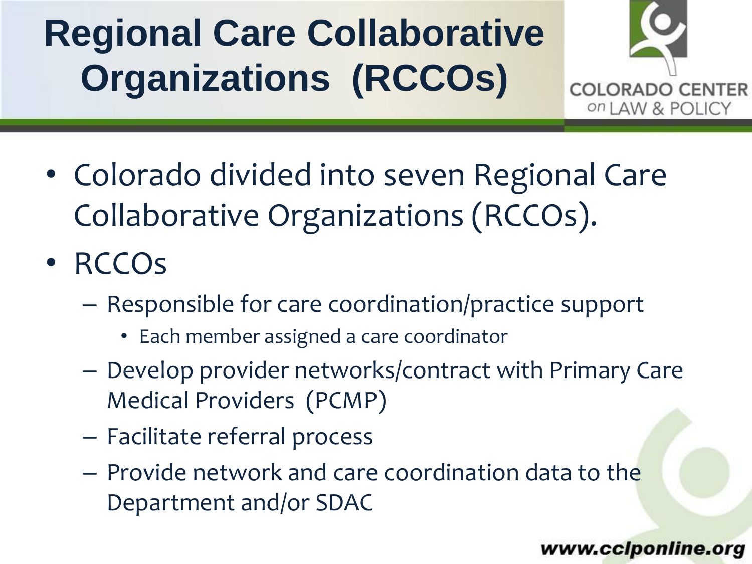# Regional Care Collaborative Organizations (RCCOs)

- Colorado divided into seven Regional Care Collaborative Organizations (RCCOs).
- RCCOs
  - Responsible for care coordination/practice support
    - Each member assigned a care coordinator
  - Develop provider networks/contract with Primary Care Medical Providers (PCMP)
  - Facilitate referral process
  - Provide network and care coordination data to the Department and/or SDAC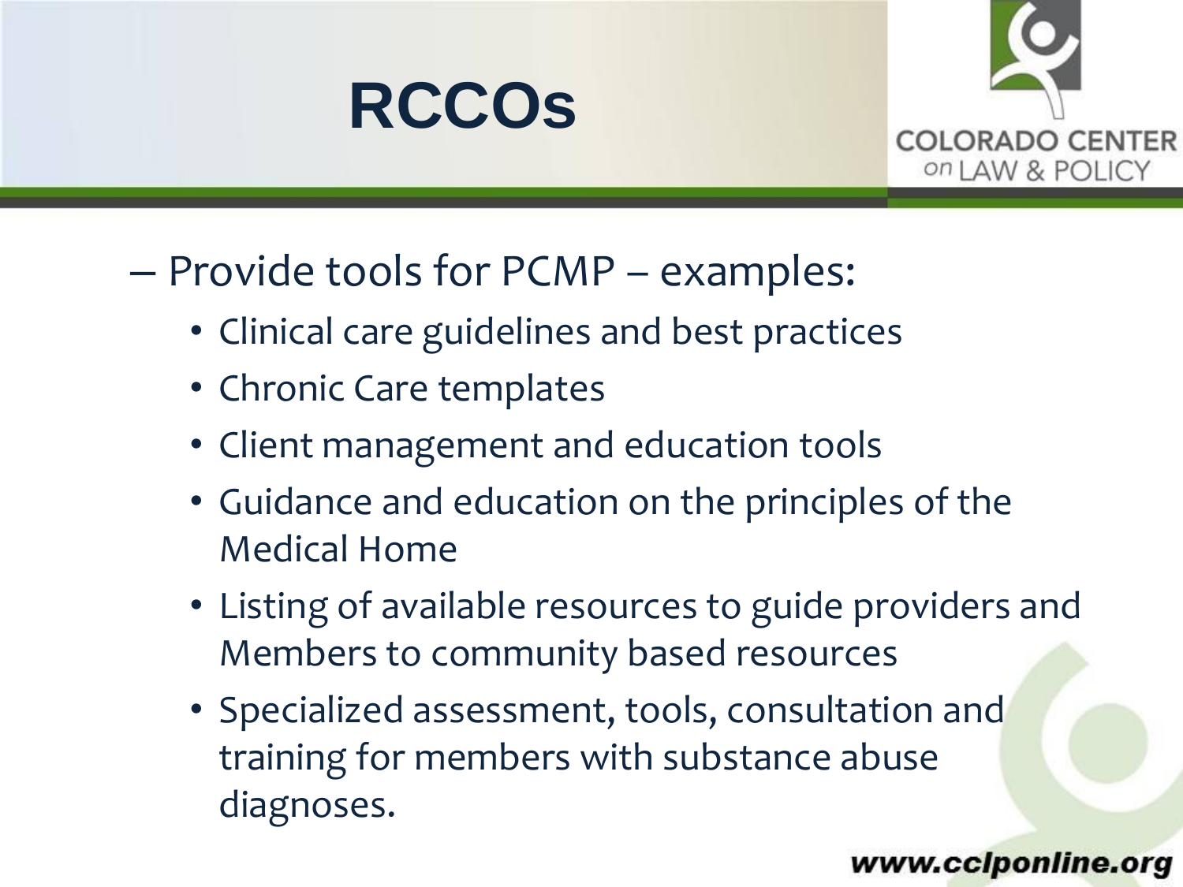# RCCOs

- Provide tools for PCMP – examples:
  - Clinical care guidelines and best practices
  - Chronic Care templates
  - Client management and education tools
  - Guidance and education on the principles of the Medical Home
  - Listing of available resources to guide providers and Members to community based resources
  - Specialized assessment, tools, consultation and training for members with substance abuse diagnoses.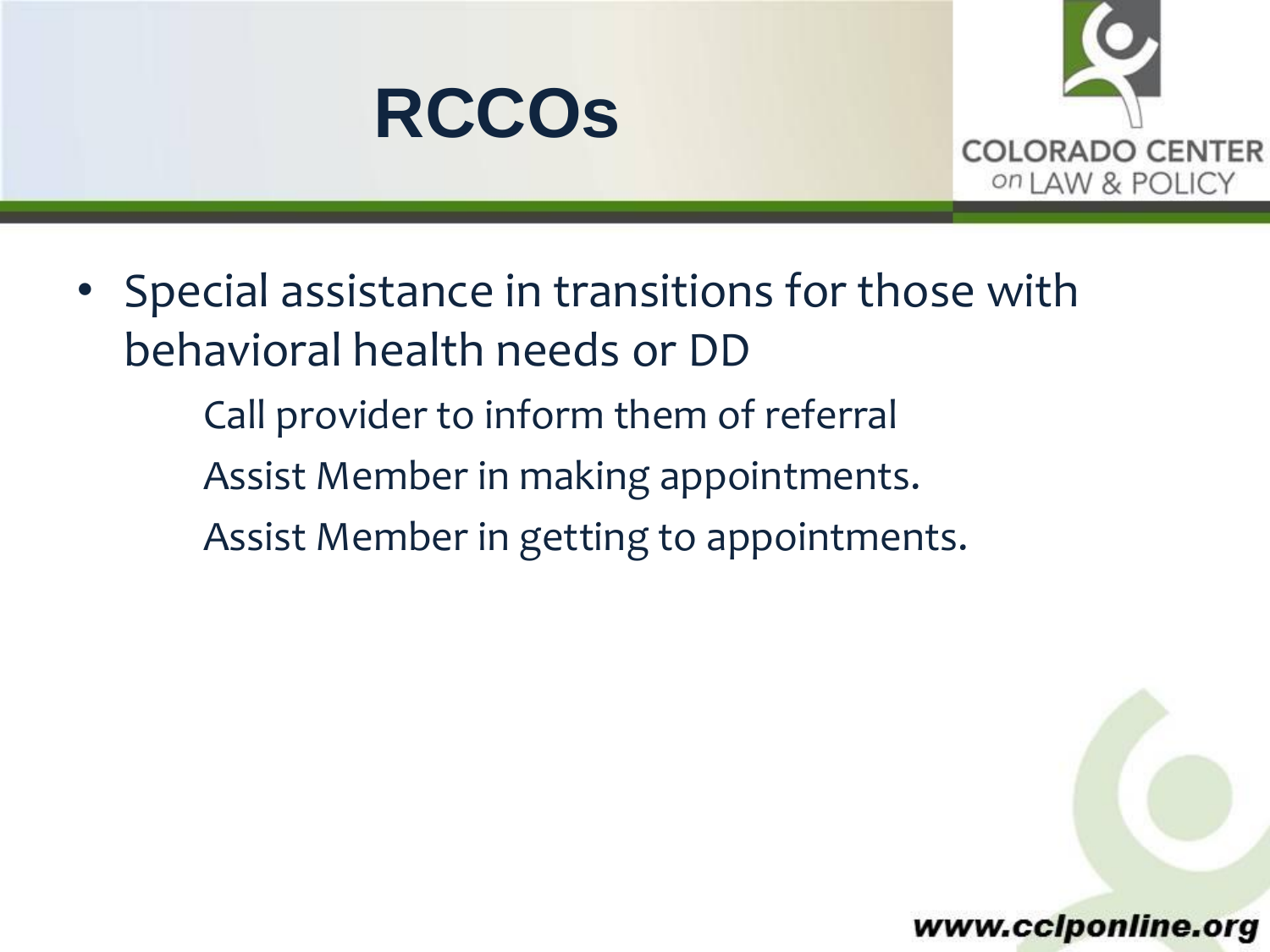# RCCOs

- Special assistance in transitions for those with behavioral health needs or DD
  - Call provider to inform them of referral
  - Assist Member in making appointments.
  - Assist Member in getting to appointments.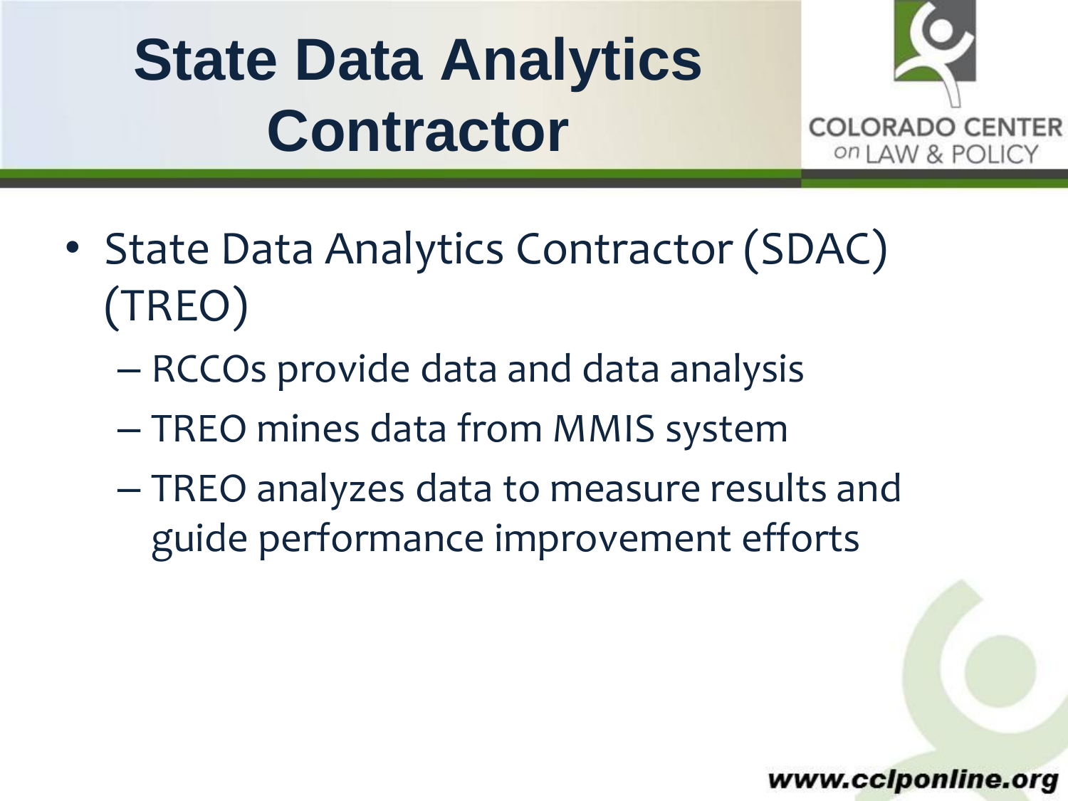# State Data Analytics Contractor

- State Data Analytics Contractor (SDAC) (TREO)
  - RCCOs provide data and data analysis
  - TREO mines data from MMIS system
  - TREO analyzes data to measure results and guide performance improvement efforts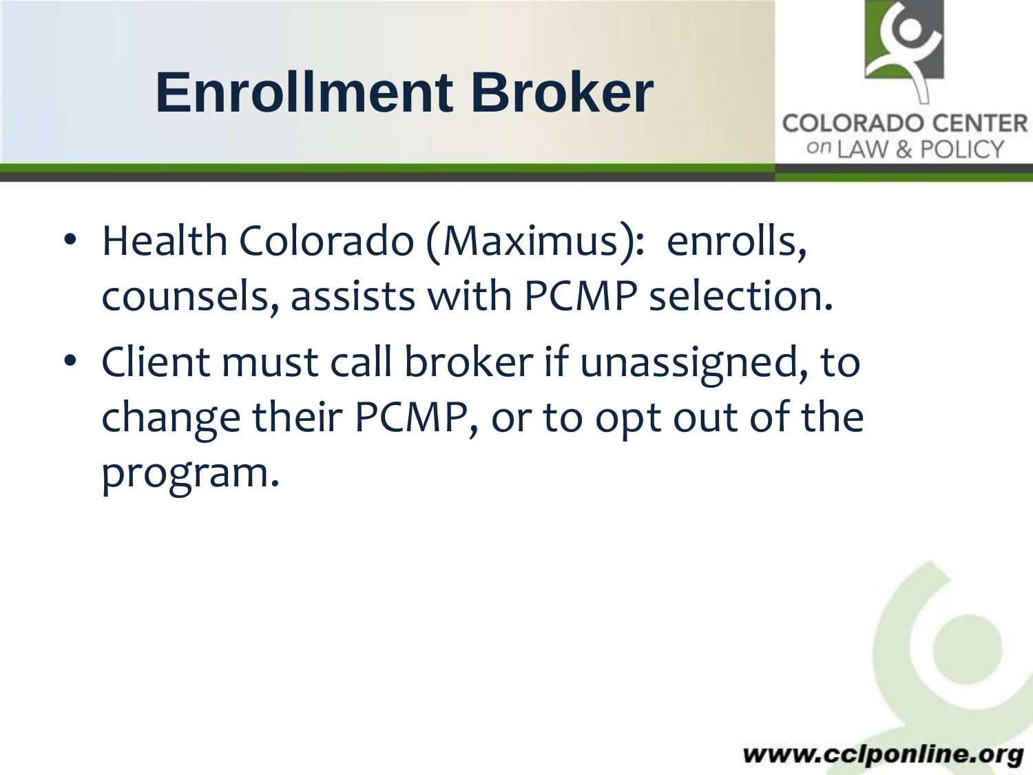# Enrollment Broker

- Health Colorado (Maximus): enrolls, counsels, assists with PCMP selection.
- Client must call broker if unassigned, to change their PCMP, or to opt out of the program.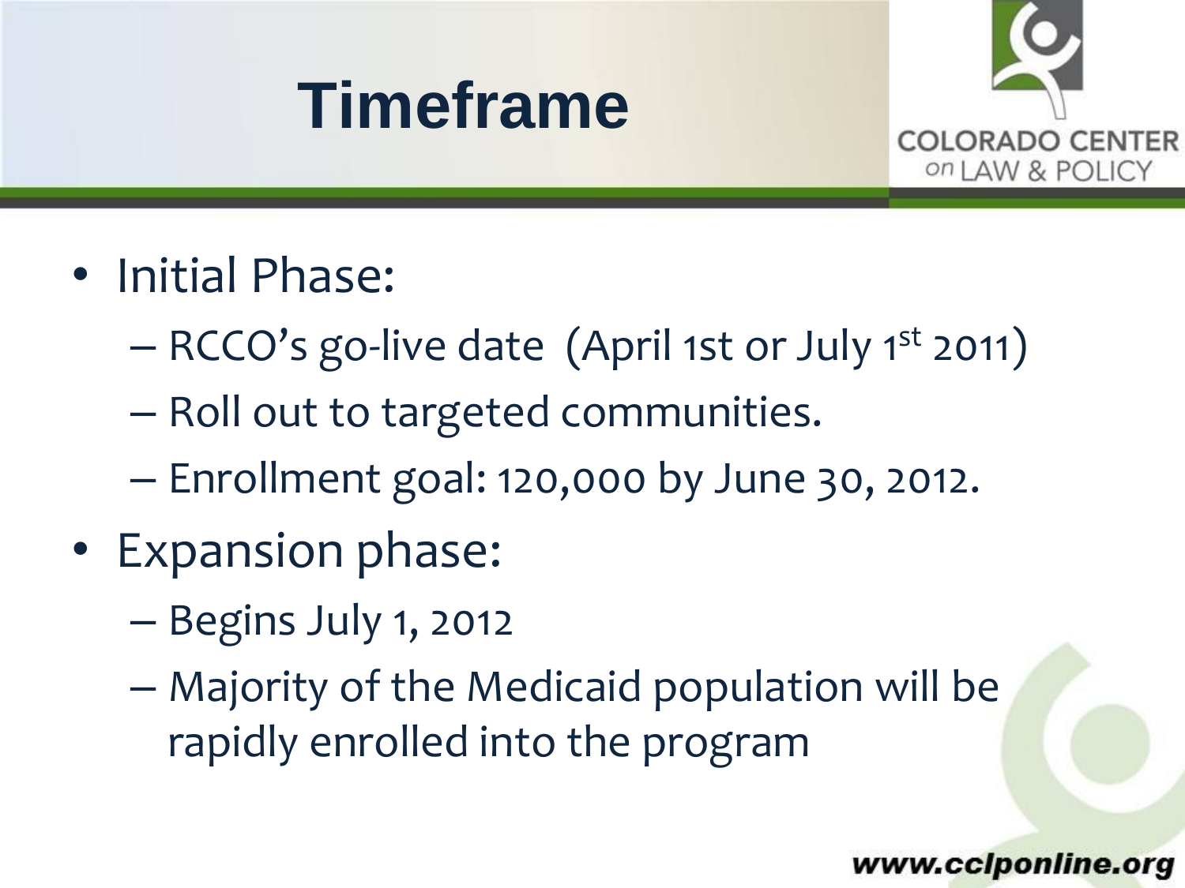# Timeframe

- Initial Phase:
  - RCCO's go-live date (April 1st or July 1st 2011)
  - Roll out to targeted communities.
  - Enrollment goal: 120,000 by June 30, 2012.
- Expansion phase:
  - Begins July 1, 2012
  - Majority of the Medicaid population will be rapidly enrolled into the program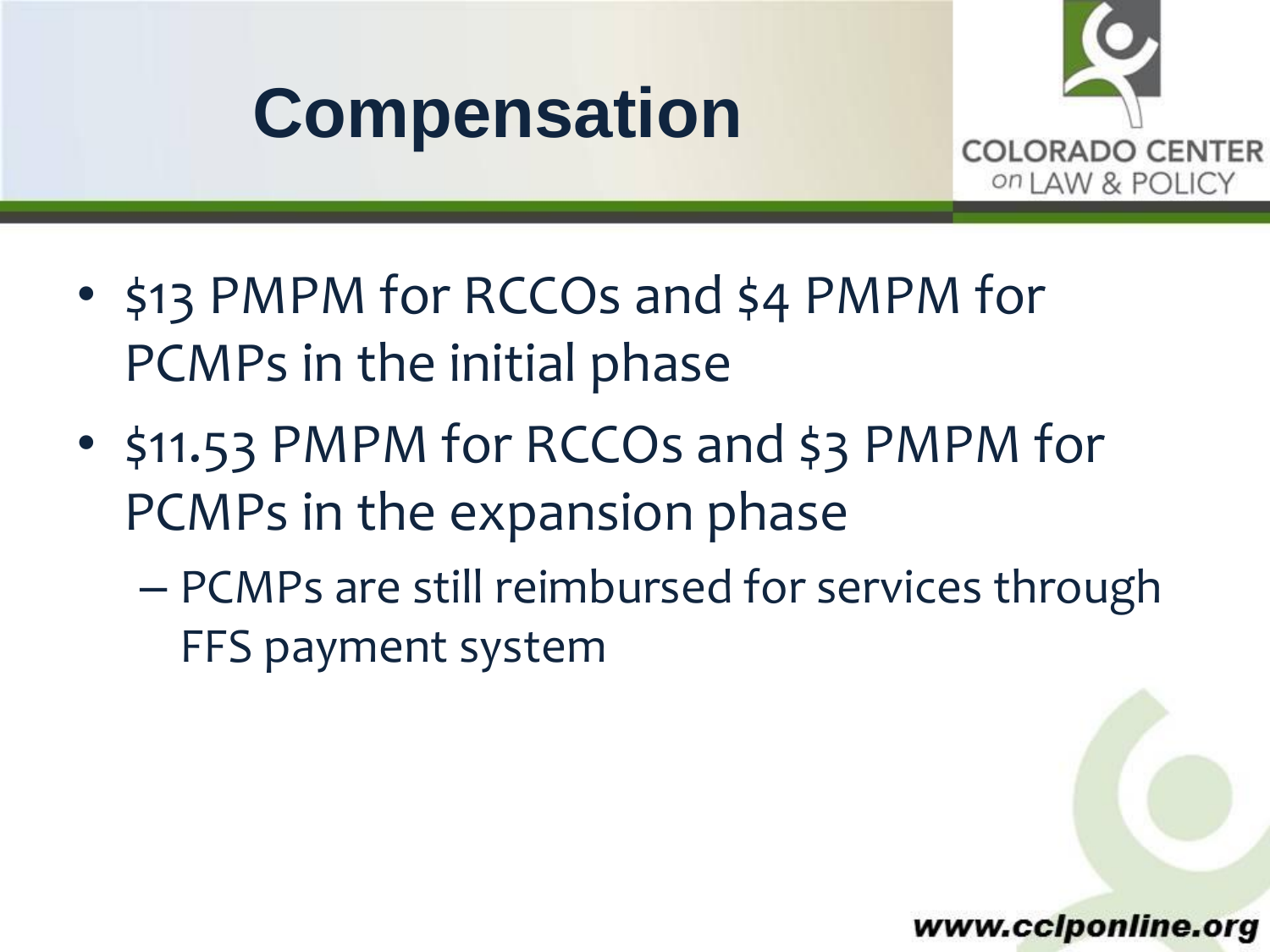# Compensation

- $13 PMPM for RCCOs and $4 PMPM for PCMPs in the initial phase
- $11.53 PMPM for RCCOs and $3 PMPM for PCMPs in the expansion phase
  - PCMPs are still reimbursed for services through FFS payment system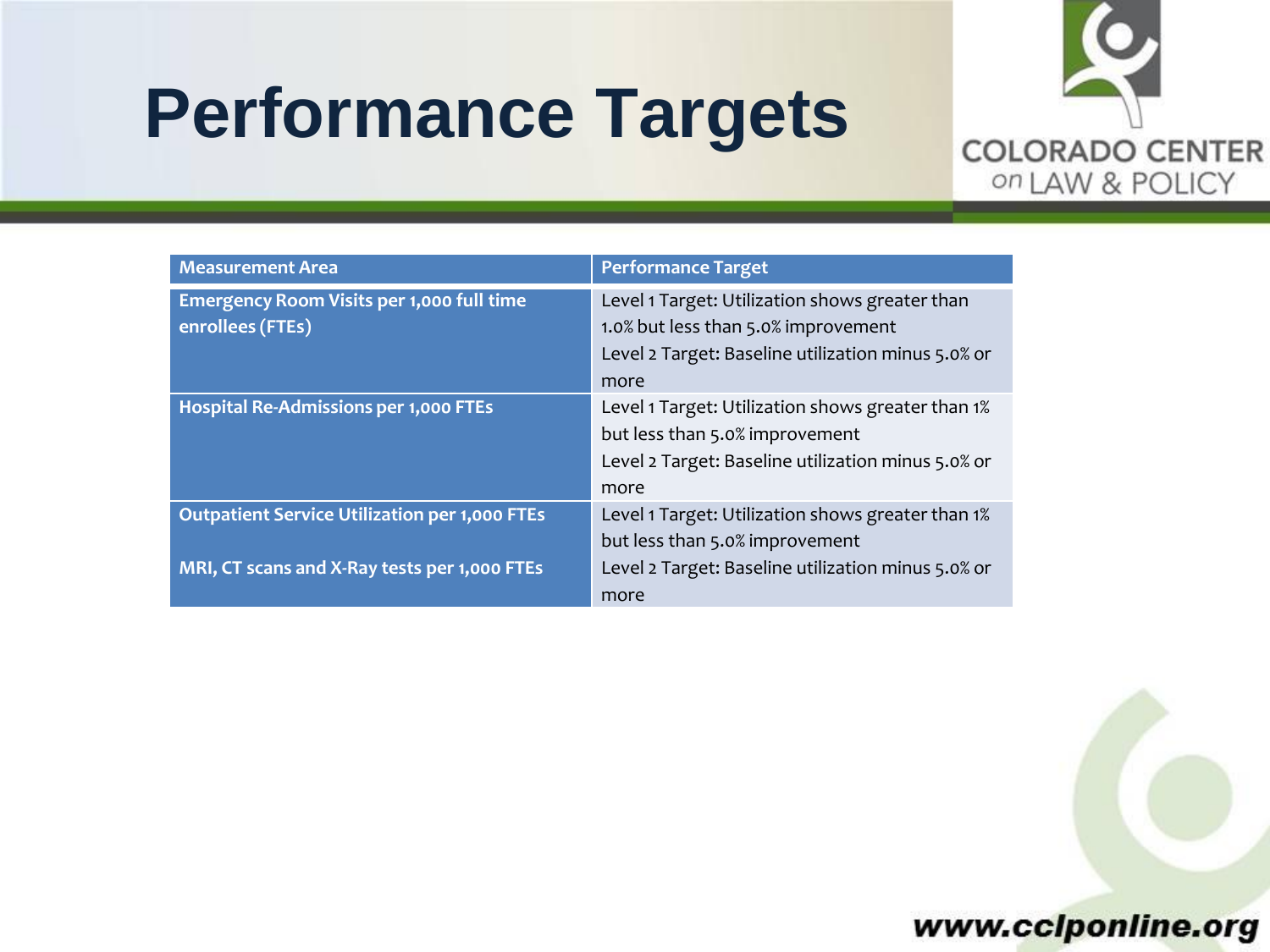# Performance Targets

| Measurement Area | Performance Target |
|---|---|
| **Emergency Room Visits per 1,000 full time enrollees (FTEs)** | Level 1 Target: Utilization shows greater than 1.0% but less than 5.0% improvement<br>Level 2 Target: Baseline utilization minus 5.0% or more |
| **Hospital Re-Admissions per 1,000 FTEs** | Level 1 Target: Utilization shows greater than 1% but less than 5.0% improvement<br>Level 2 Target: Baseline utilization minus 5.0% or more |
| **Outpatient Service Utilization per 1,000 FTEs**<br><br>**MRI, CT scans and X-Ray tests per 1,000 FTEs** | Level 1 Target: Utilization shows greater than 1% but less than 5.0% improvement<br>Level 2 Target: Baseline utilization minus 5.0% or more |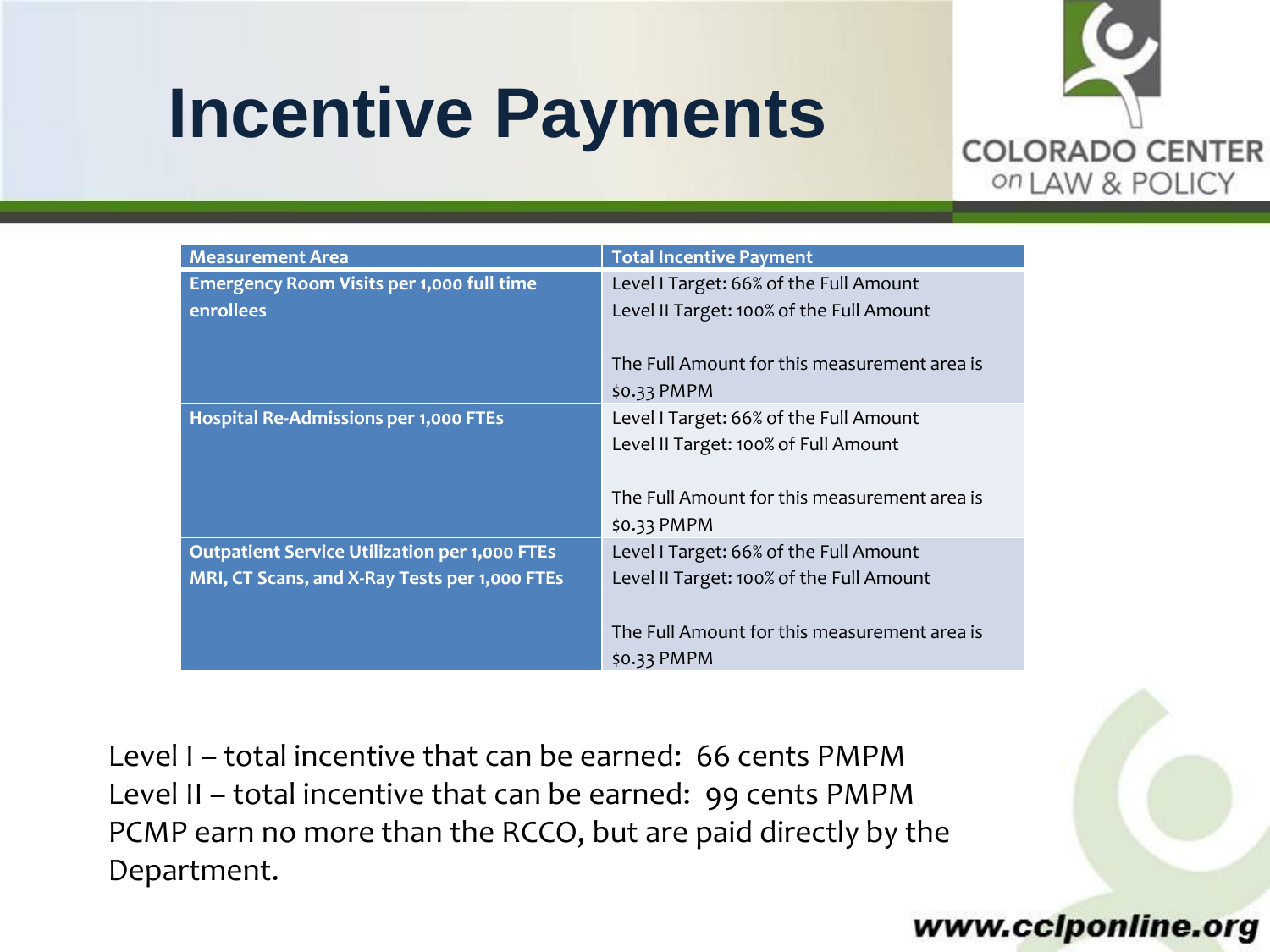# Incentive Payments

| Measurement Area | Total Incentive Payment |
|---|---|
| Emergency Room Visits per 1,000 full time enrollees | Level I Target: 66% of the Full Amount<br>Level II Target: 100% of the Full Amount<br><br>The Full Amount for this measurement area is \$0.33 PMPM |
| Hospital Re-Admissions per 1,000 FTEs | Level I Target: 66% of the Full Amount<br>Level II Target: 100% of Full Amount<br><br>The Full Amount for this measurement area is \$0.33 PMPM |
| Outpatient Service Utilization per 1,000 FTEs<br>MRI, CT Scans, and X-Ray Tests per 1,000 FTEs | Level I Target: 66% of the Full Amount<br>Level II Target: 100% of the Full Amount<br><br>The Full Amount for this measurement area is \$0.33 PMPM |

Level I – total incentive that can be earned: 66 cents PMPM
Level II – total incentive that can be earned: 99 cents PMPM
PCMP earn no more than the RCCO, but are paid directly by the Department.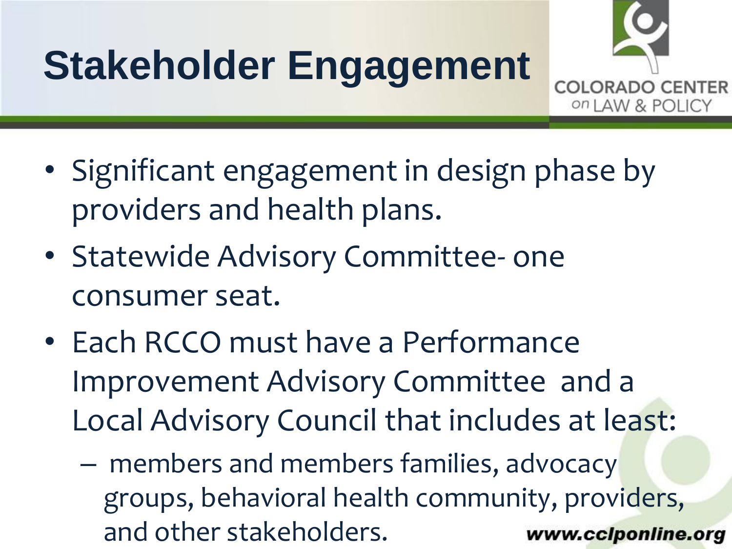# Stakeholder Engagement

- Significant engagement in design phase by providers and health plans.
- Statewide Advisory Committee- one consumer seat.
- Each RCCO must have a Performance Improvement Advisory Committee and a Local Advisory Council that includes at least:
  - members and members families, advocacy groups, behavioral health community, providers, and other stakeholders.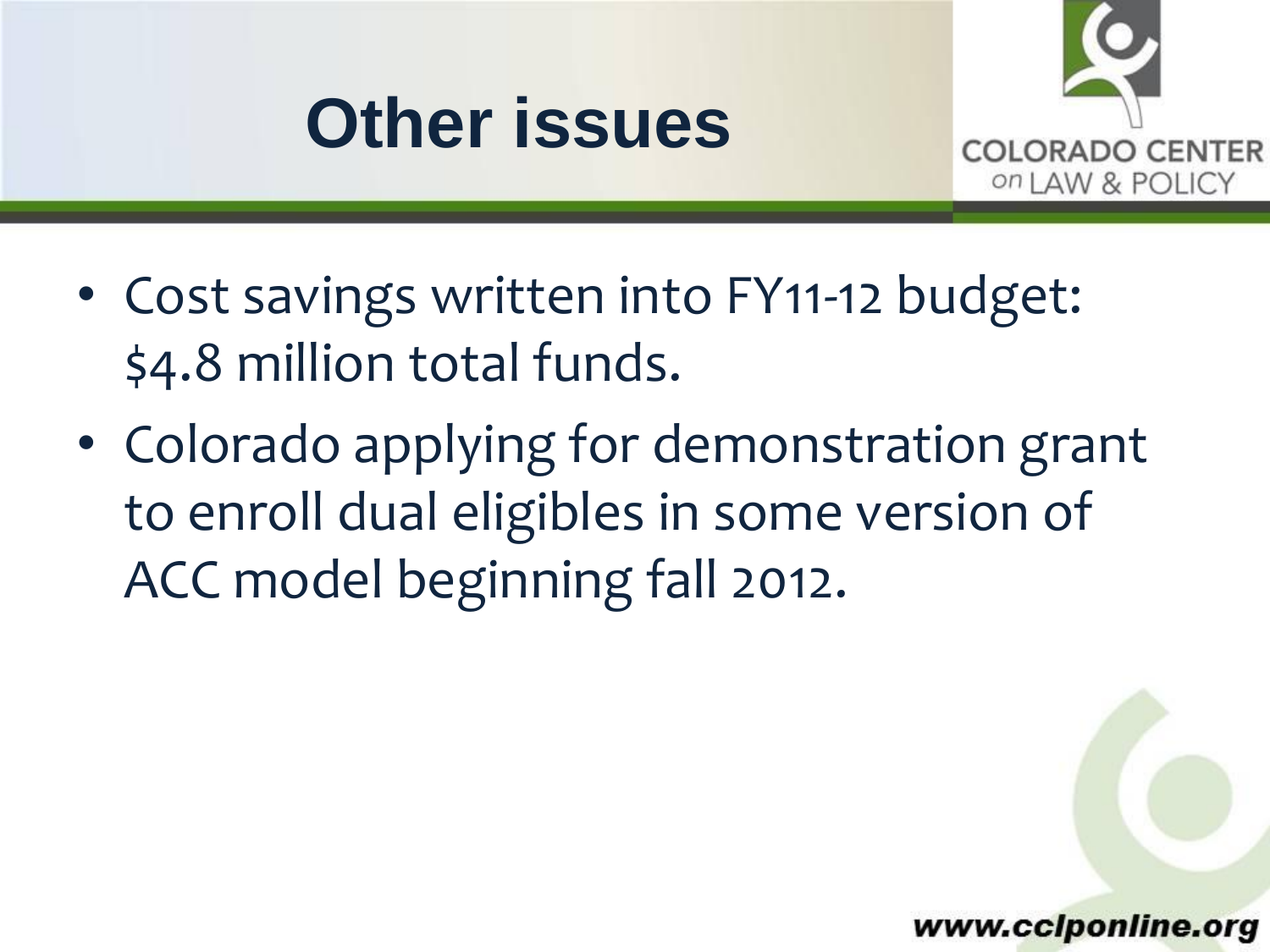# Other issues

- Cost savings written into FY11-12 budget: $4.8 million total funds.
- Colorado applying for demonstration grant to enroll dual eligibles in some version of ACC model beginning fall 2012.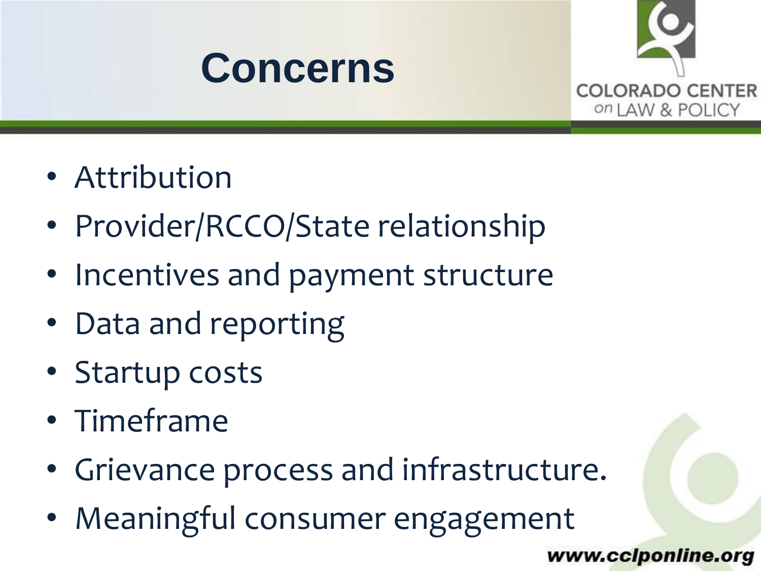# Concerns

- Attribution
- Provider/RCCO/State relationship
- Incentives and payment structure
- Data and reporting
- Startup costs
- Timeframe
- Grievance process and infrastructure.
- Meaningful consumer engagement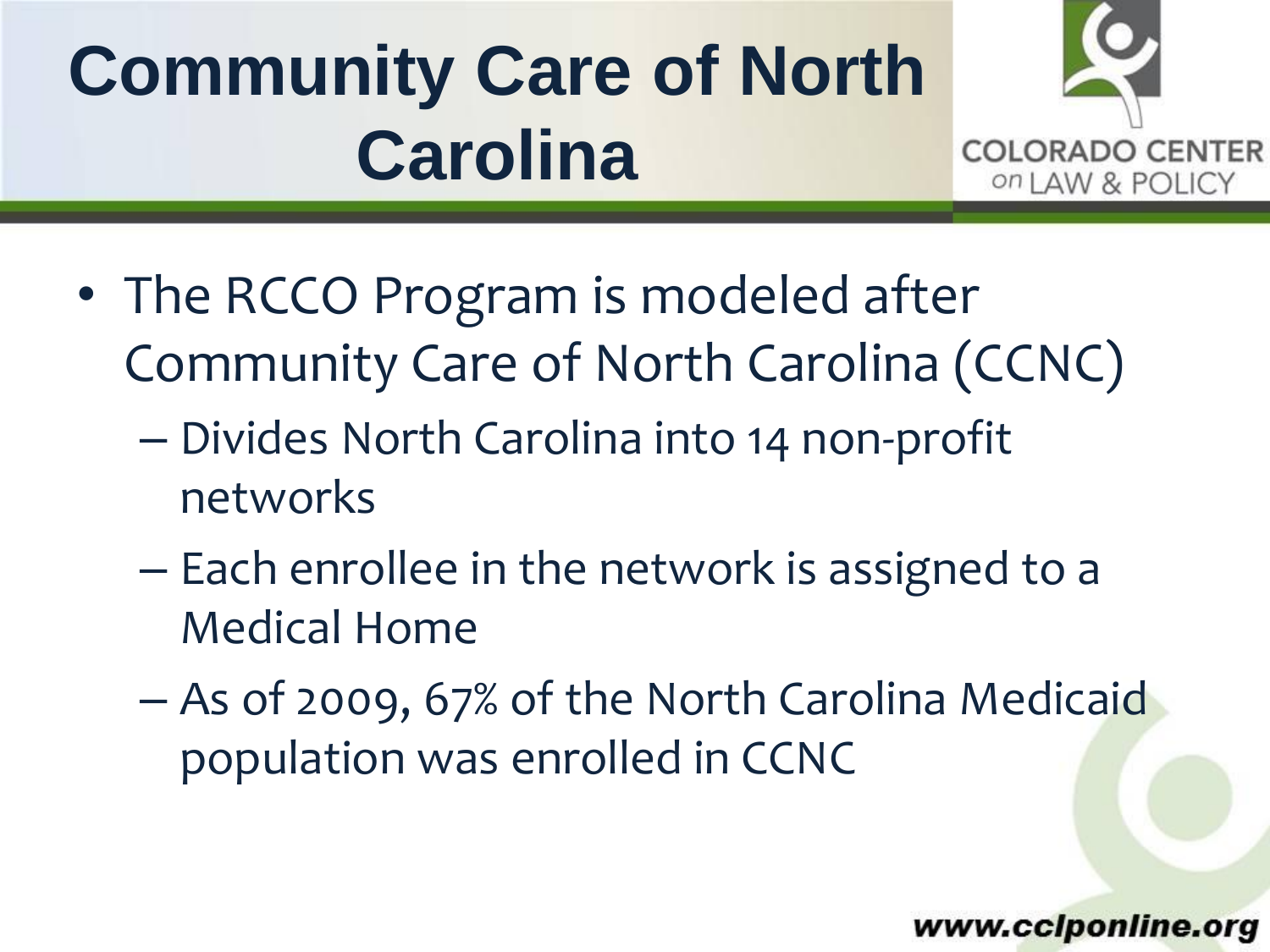# Community Care of North Carolina

- The RCCO Program is modeled after Community Care of North Carolina (CCNC)
  - Divides North Carolina into 14 non-profit networks
  - Each enrollee in the network is assigned to a Medical Home
  - As of 2009, 67% of the North Carolina Medicaid population was enrolled in CCNC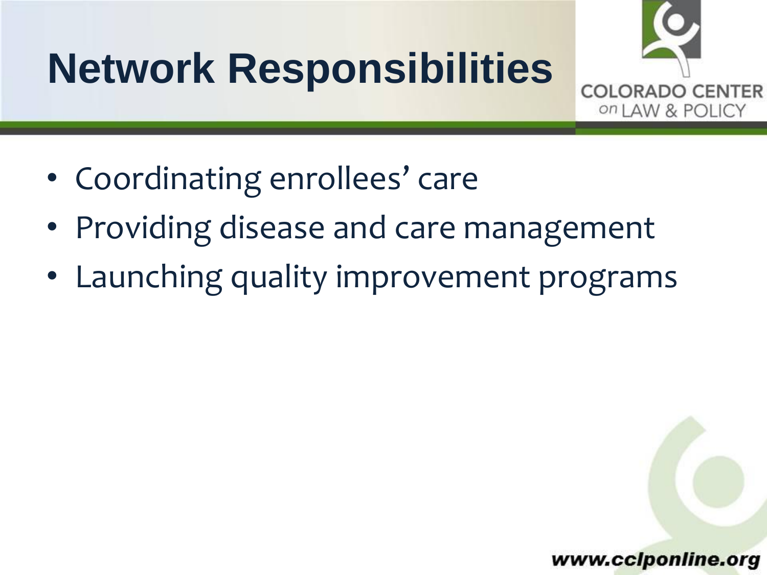# Network Responsibilities

- Coordinating enrollees' care
- Providing disease and care management
- Launching quality improvement programs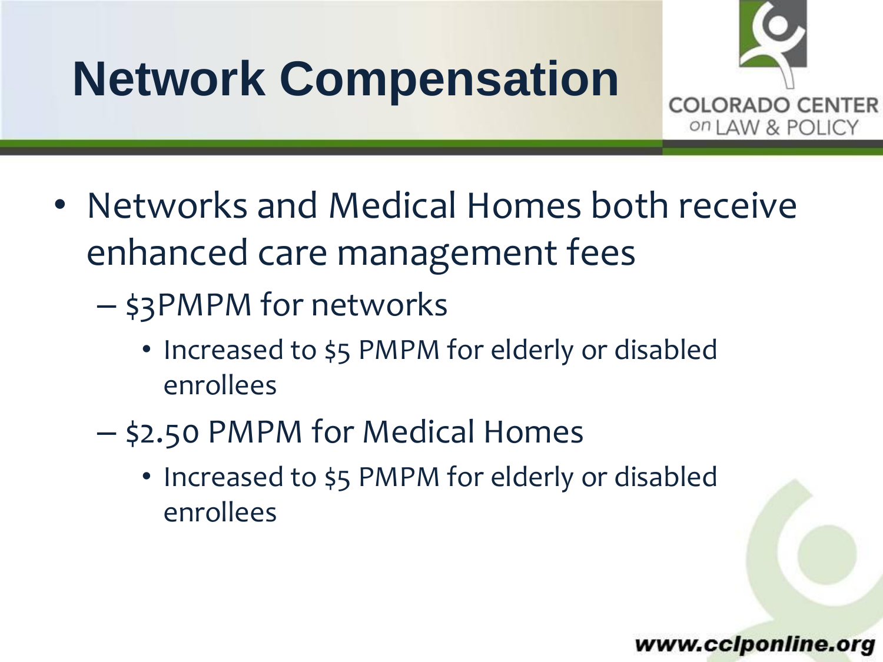# Network Compensation

- Networks and Medical Homes both receive enhanced care management fees
  - $3PMPM for networks
    - Increased to $5 PMPM for elderly or disabled enrollees
  - $2.50 PMPM for Medical Homes
    - Increased to $5 PMPM for elderly or disabled enrollees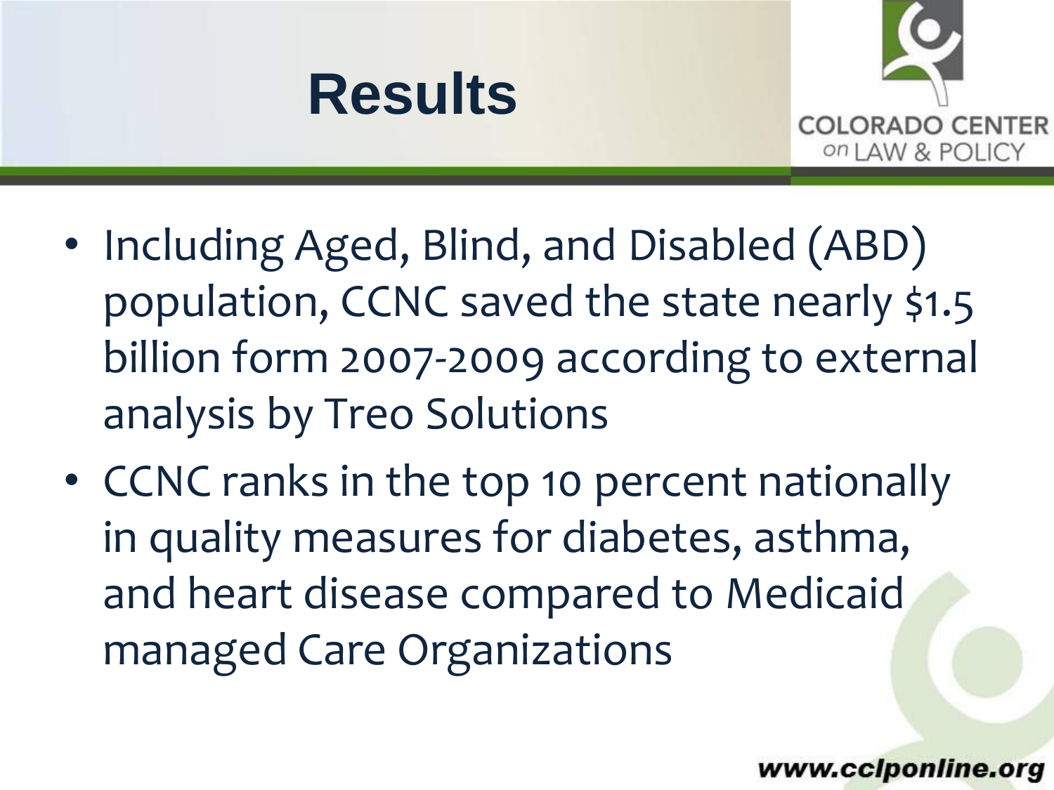# Results

- Including Aged, Blind, and Disabled (ABD) population, CCNC saved the state nearly $1.5 billion form 2007-2009 according to external analysis by Treo Solutions
- CCNC ranks in the top 10 percent nationally in quality measures for diabetes, asthma, and heart disease compared to Medicaid managed Care Organizations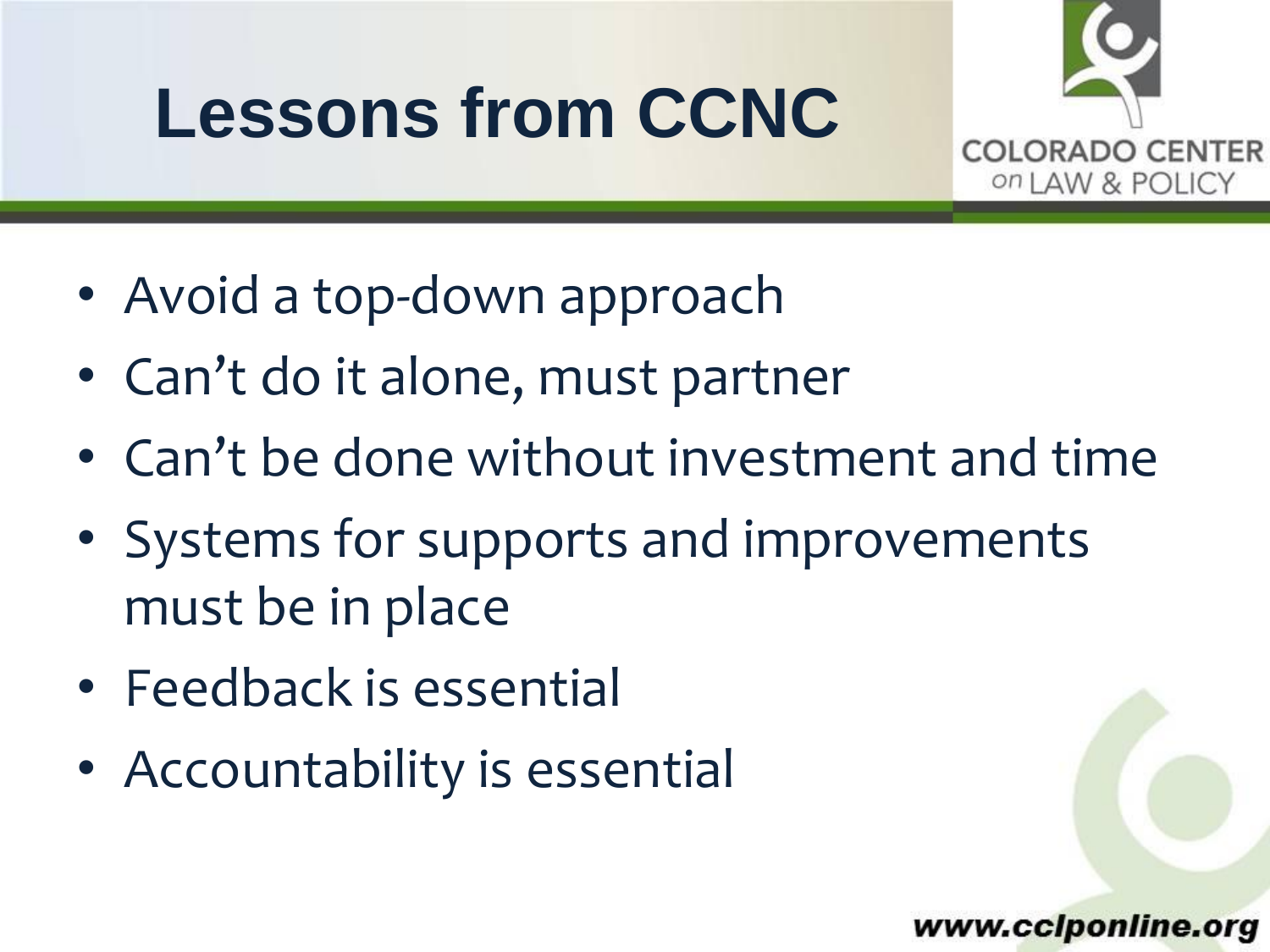# Lessons from CCNC

- Avoid a top-down approach
- Can't do it alone, must partner
- Can't be done without investment and time
- Systems for supports and improvements must be in place
- Feedback is essential
- Accountability is essential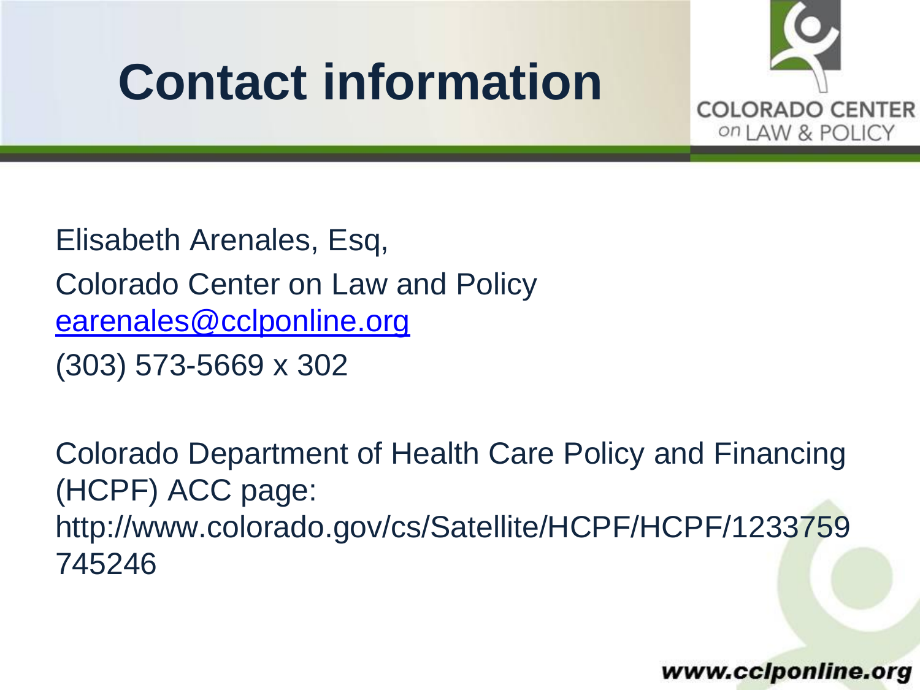# Contact information

Elisabeth Arenales, Esq,

Colorado Center on Law and Policy

earenales@cclponline.org

(303) 573-5669 x 302

Colorado Department of Health Care Policy and Financing (HCPF) ACC page: http://www.colorado.gov/cs/Satellite/HCPF/HCPF/1233759745246